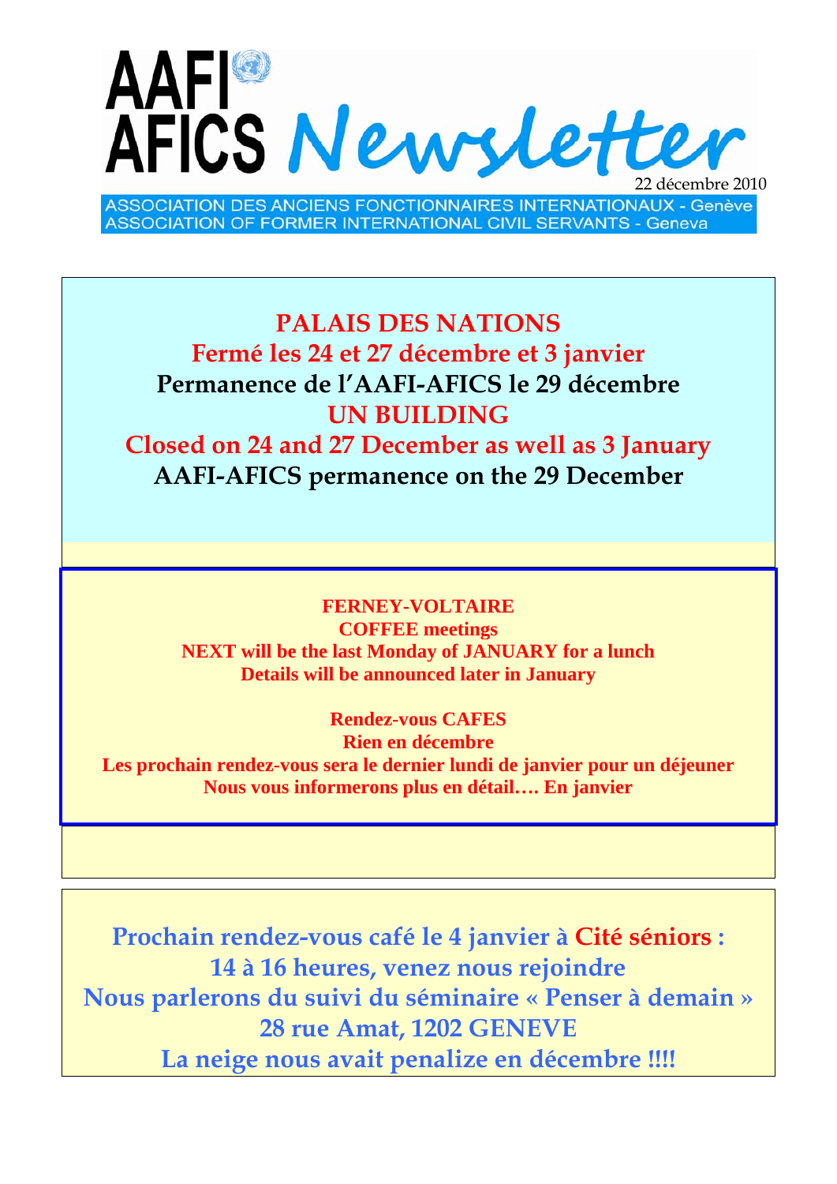# AAFI AFICS Newsletter

22 décembre 2010

ASSOCIATION DES ANCIENS FONCTIONNAIRES INTERNATIONAUX - Genève
ASSOCIATION OF FORMER INTERNATIONAL CIVIL SERVANTS - Geneva

## PALAIS DES NATIONS

**Fermé les 24 et 27 décembre et 3 janvier**

**Permanence de l'AAFI-AFICS le 29 décembre**

## UN BUILDING

**Closed on 24 and 27 December as well as 3 January**

**AAFI-AFICS permanence on the 29 December**

---

**FERNEY-VOLTAIRE**
**COFFEE meetings**
**NEXT will be the last Monday of JANUARY for a lunch**
**Details will be announced later in January**

**Rendez-vous CAFES**
**Rien en décembre**
**Les prochain rendez-vous sera le dernier lundi de janvier pour un déjeuner**
**Nous vous informerons plus en détail…. En janvier**

---

**Prochain rendez-vous café le 4 janvier à Cité séniors :**
**14 à 16 heures, venez nous rejoindre**
**Nous parlerons du suivi du séminaire « Penser à demain »**
**28 rue Amat, 1202 GENEVE**
**La neige nous avait penalize en décembre !!!!**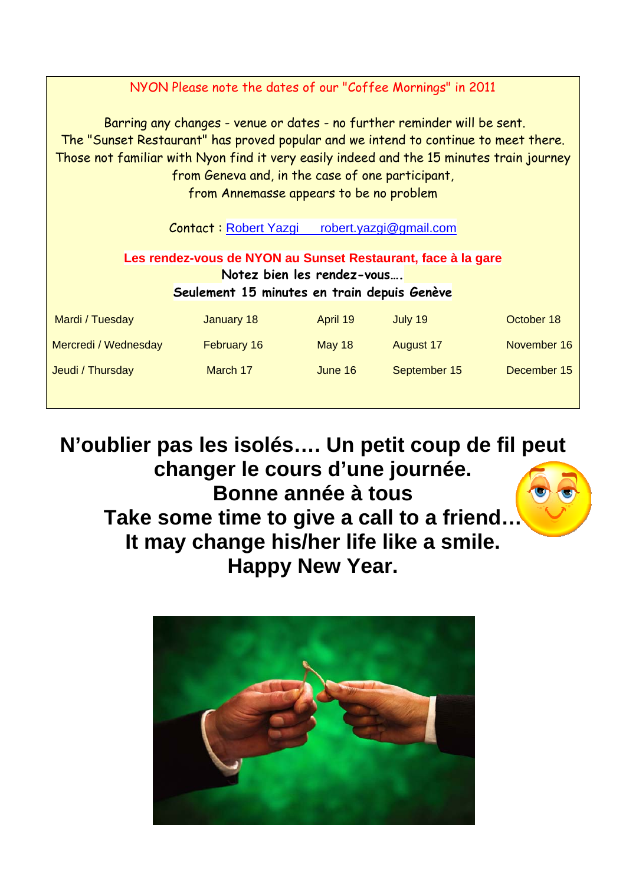NYON Please note the dates of our "Coffee Mornings" in 2011

Barring any changes - venue or dates - no further reminder will be sent.
The "Sunset Restaurant" has proved popular and we intend to continue to meet there.
Those not familiar with Nyon find it very easily indeed and the 15 minutes train journey from Geneva and, in the case of one participant, from Annemasse appears to be no problem

Contact : Robert Yazgi robert.yazgi@gmail.com

**Les rendez-vous de NYON au Sunset Restaurant, face à la gare**

**Notez bien les rendez-vous….**

**Seulement 15 minutes en train depuis Genève**

| | | | | |
|---|---|---|---|---|
| Mardi / Tuesday | January 18 | April 19 | July 19 | October 18 |
| Mercredi / Wednesday | February 16 | May 18 | August 17 | November 16 |
| Jeudi / Thursday | March 17 | June 16 | September 15 | December 15 |

**N'oublier pas les isolés…. Un petit coup de fil peut changer le cours d'une journée.**
**Bonne année à tous**
**Take some time to give a call to a friend…**
**It may change his/her life like a smile.**
**Happy New Year.**